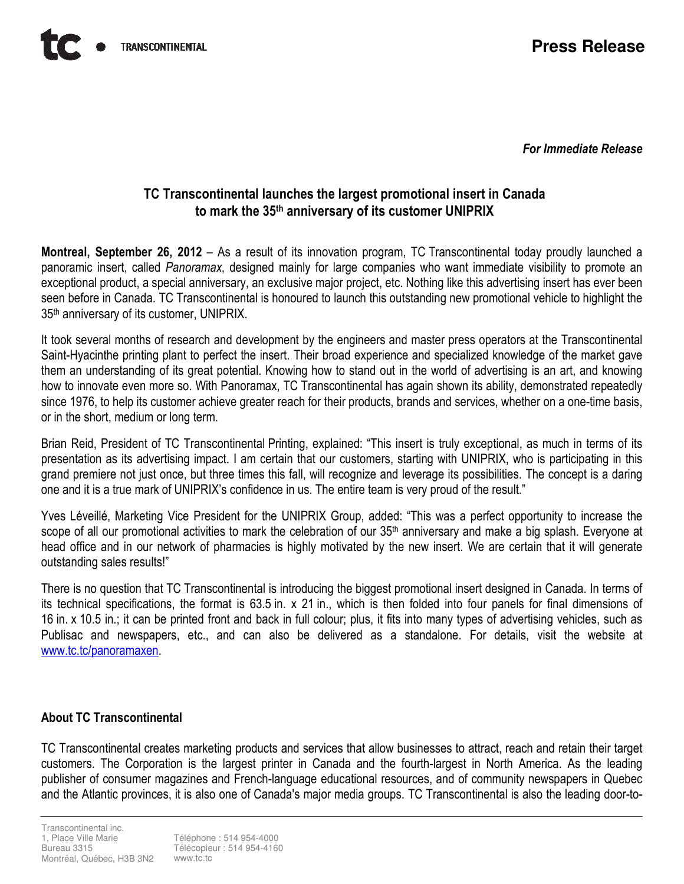**Press Release**

*For Immediate Release*

## TC Transcontinental launches the largest promotional insert in Canada to mark the 35th anniversary of its customer UNIPRIX

**Montreal, September 26, 2012** – As a result of its innovation program, TC Transcontinental today proudly launched a panoramic insert, called *Panoramax*, designed mainly for large companies who want immediate visibility to promote an exceptional product, a special anniversary, an exclusive major project, etc. Nothing like this advertising insert has ever been seen before in Canada. TC Transcontinental is honoured to launch this outstanding new promotional vehicle to highlight the 35th anniversary of its customer, UNIPRIX.

It took several months of research and development by the engineers and master press operators at the Transcontinental Saint-Hyacinthe printing plant to perfect the insert. Their broad experience and specialized knowledge of the market gave them an understanding of its great potential. Knowing how to stand out in the world of advertising is an art, and knowing how to innovate even more so. With Panoramax, TC Transcontinental has again shown its ability, demonstrated repeatedly since 1976, to help its customer achieve greater reach for their products, brands and services, whether on a one-time basis, or in the short, medium or long term.

Brian Reid, President of TC Transcontinental Printing, explained: "This insert is truly exceptional, as much in terms of its presentation as its advertising impact. I am certain that our customers, starting with UNIPRIX, who is participating in this grand premiere not just once, but three times this fall, will recognize and leverage its possibilities. The concept is a daring one and it is a true mark of UNIPRIX's confidence in us. The entire team is very proud of the result."

Yves Léveillé, Marketing Vice President for the UNIPRIX Group, added: "This was a perfect opportunity to increase the scope of all our promotional activities to mark the celebration of our 35th anniversary and make a big splash. Everyone at head office and in our network of pharmacies is highly motivated by the new insert. We are certain that it will generate outstanding sales results!"

There is no question that TC Transcontinental is introducing the biggest promotional insert designed in Canada. In terms of its technical specifications, the format is 63.5 in. x 21 in., which is then folded into four panels for final dimensions of 16 in. x 10.5 in.; it can be printed front and back in full colour; plus, it fits into many types of advertising vehicles, such as Publisac and newspapers, etc., and can also be delivered as a standalone. For details, visit the website at www.tc.tc/panoramaxen.

### About TC Transcontinental

TC Transcontinental creates marketing products and services that allow businesses to attract, reach and retain their target customers. The Corporation is the largest printer in Canada and the fourth-largest in North America. As the leading publisher of consumer magazines and French-language educational resources, and of community newspapers in Quebec and the Atlantic provinces, it is also one of Canada's major media groups. TC Transcontinental is also the leading door-to-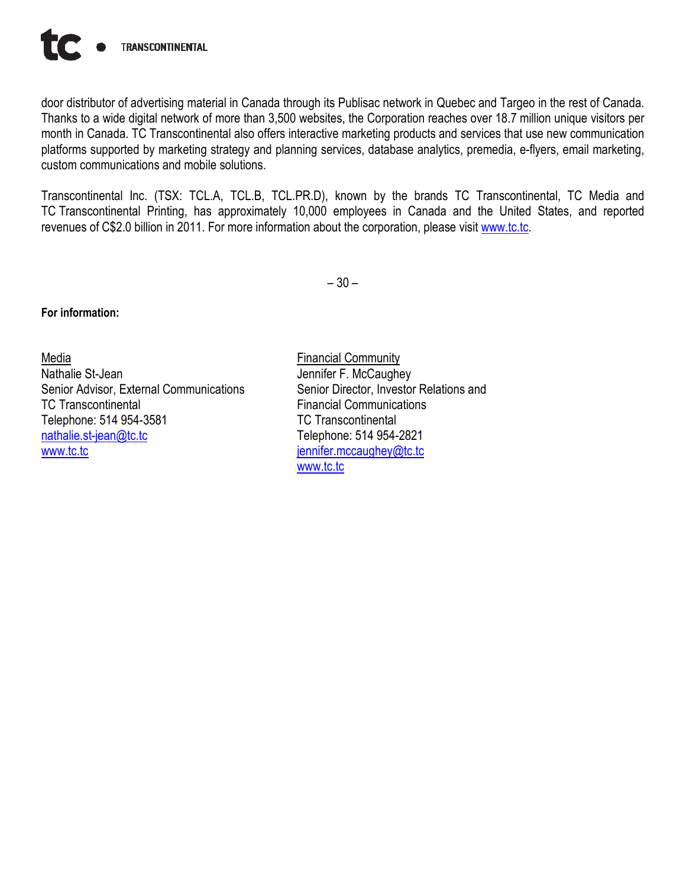door distributor of advertising material in Canada through its Publisac network in Quebec and Targeo in the rest of Canada. Thanks to a wide digital network of more than 3,500 websites, the Corporation reaches over 18.7 million unique visitors per month in Canada. TC Transcontinental also offers interactive marketing products and services that use new communication platforms supported by marketing strategy and planning services, database analytics, premedia, e-flyers, email marketing, custom communications and mobile solutions.

Transcontinental Inc. (TSX: TCL.A, TCL.B, TCL.PR.D), known by the brands TC Transcontinental, TC Media and TC Transcontinental Printing, has approximately 10,000 employees in Canada and the United States, and reported revenues of C$2.0 billion in 2011. For more information about the corporation, please visit www.tc.tc.

– 30 –

**For information:**

Media
Nathalie St-Jean
Senior Advisor, External Communications
TC Transcontinental
Telephone: 514 954-3581
nathalie.st-jean@tc.tc
www.tc.tc

Financial Community
Jennifer F. McCaughey
Senior Director, Investor Relations and Financial Communications
TC Transcontinental
Telephone: 514 954-2821
jennifer.mccaughey@tc.tc
www.tc.tc